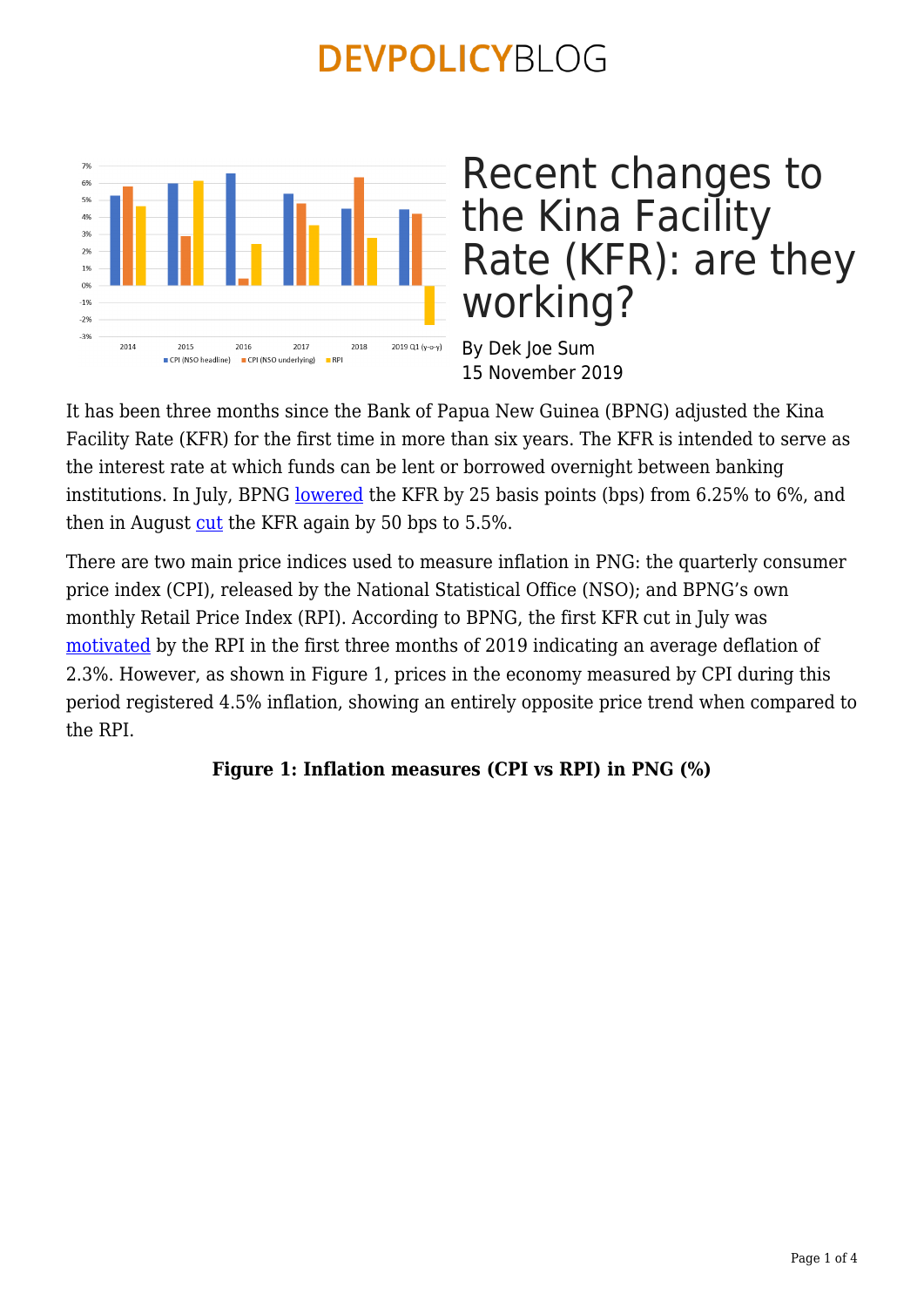# Recent changes to the Kina Facility Rate (KFR): are they working?

By Dek Joe Sum
15 November 2019

It has been three months since the Bank of Papua New Guinea (BPNG) adjusted the Kina Facility Rate (KFR) for the first time in more than six years. The KFR is intended to serve as the interest rate at which funds can be lent or borrowed overnight between banking institutions. In July, BPNG lowered the KFR by 25 basis points (bps) from 6.25% to 6%, and then in August cut the KFR again by 50 bps to 5.5%.

There are two main price indices used to measure inflation in PNG: the quarterly consumer price index (CPI), released by the National Statistical Office (NSO); and BPNG's own monthly Retail Price Index (RPI). According to BPNG, the first KFR cut in July was motivated by the RPI in the first three months of 2019 indicating an average deflation of 2.3%. However, as shown in Figure 1, prices in the economy measured by CPI during this period registered 4.5% inflation, showing an entirely opposite price trend when compared to the RPI.

**Figure 1: Inflation measures (CPI vs RPI) in PNG (%)**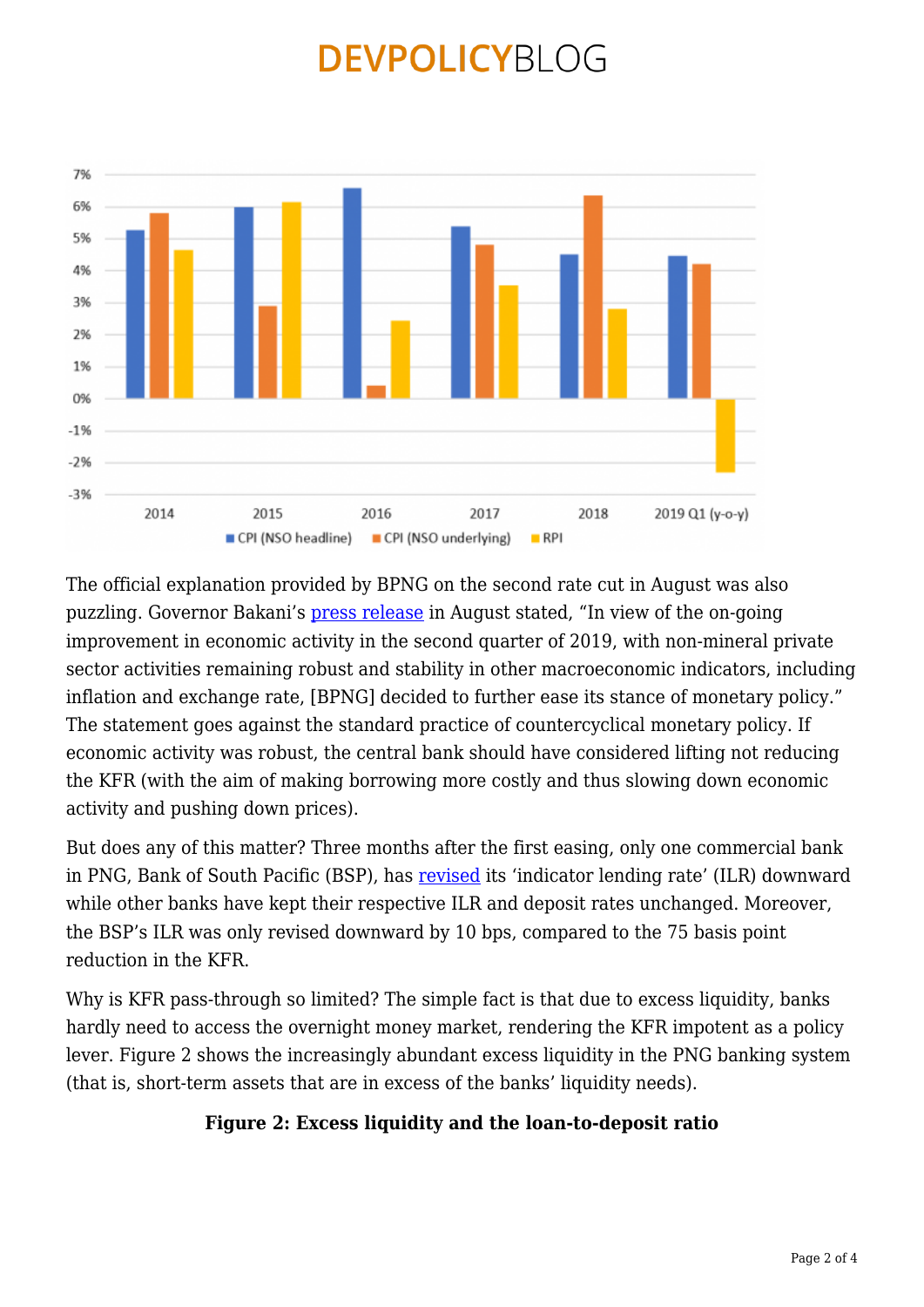The official explanation provided by BPNG on the second rate cut in August was also puzzling. Governor Bakani's press release in August stated, "In view of the on-going improvement in economic activity in the second quarter of 2019, with non-mineral private sector activities remaining robust and stability in other macroeconomic indicators, including inflation and exchange rate, [BPNG] decided to further ease its stance of monetary policy." The statement goes against the standard practice of countercyclical monetary policy. If economic activity was robust, the central bank should have considered lifting not reducing the KFR (with the aim of making borrowing more costly and thus slowing down economic activity and pushing down prices).

But does any of this matter? Three months after the first easing, only one commercial bank in PNG, Bank of South Pacific (BSP), has revised its 'indicator lending rate' (ILR) downward while other banks have kept their respective ILR and deposit rates unchanged. Moreover, the BSP's ILR was only revised downward by 10 bps, compared to the 75 basis point reduction in the KFR.

Why is KFR pass-through so limited? The simple fact is that due to excess liquidity, banks hardly need to access the overnight money market, rendering the KFR impotent as a policy lever. Figure 2 shows the increasingly abundant excess liquidity in the PNG banking system (that is, short-term assets that are in excess of the banks' liquidity needs).

**Figure 2: Excess liquidity and the loan-to-deposit ratio**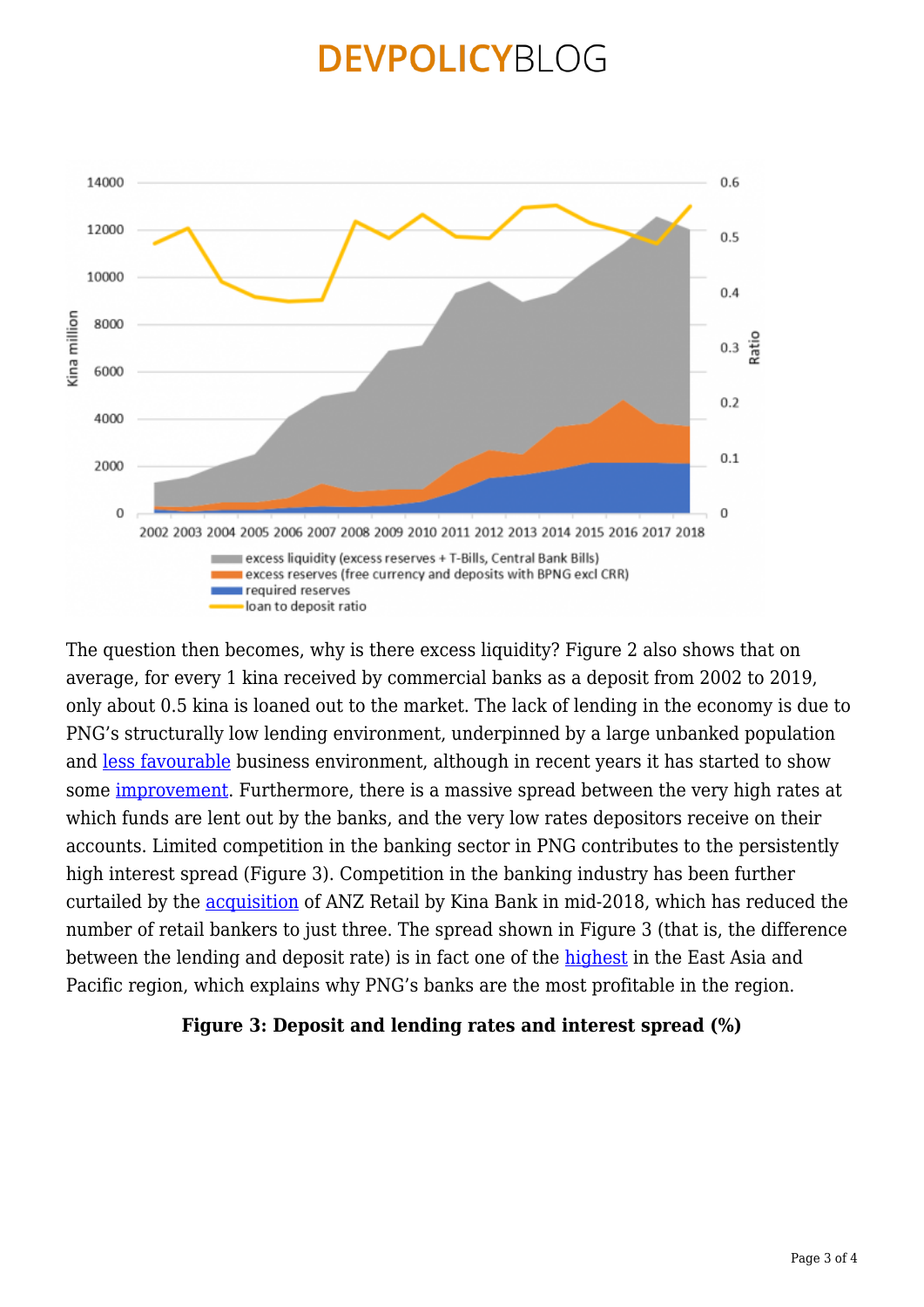The question then becomes, why is there excess liquidity? Figure 2 also shows that on average, for every 1 kina received by commercial banks as a deposit from 2002 to 2019, only about 0.5 kina is loaned out to the market. The lack of lending in the economy is due to PNG's structurally low lending environment, underpinned by a large unbanked population and less favourable business environment, although in recent years it has started to show some improvement. Furthermore, there is a massive spread between the very high rates at which funds are lent out by the banks, and the very low rates depositors receive on their accounts. Limited competition in the banking sector in PNG contributes to the persistently high interest spread (Figure 3). Competition in the banking industry has been further curtailed by the acquisition of ANZ Retail by Kina Bank in mid-2018, which has reduced the number of retail bankers to just three. The spread shown in Figure 3 (that is, the difference between the lending and deposit rate) is in fact one of the highest in the East Asia and Pacific region, which explains why PNG's banks are the most profitable in the region.

**Figure 3: Deposit and lending rates and interest spread (%)**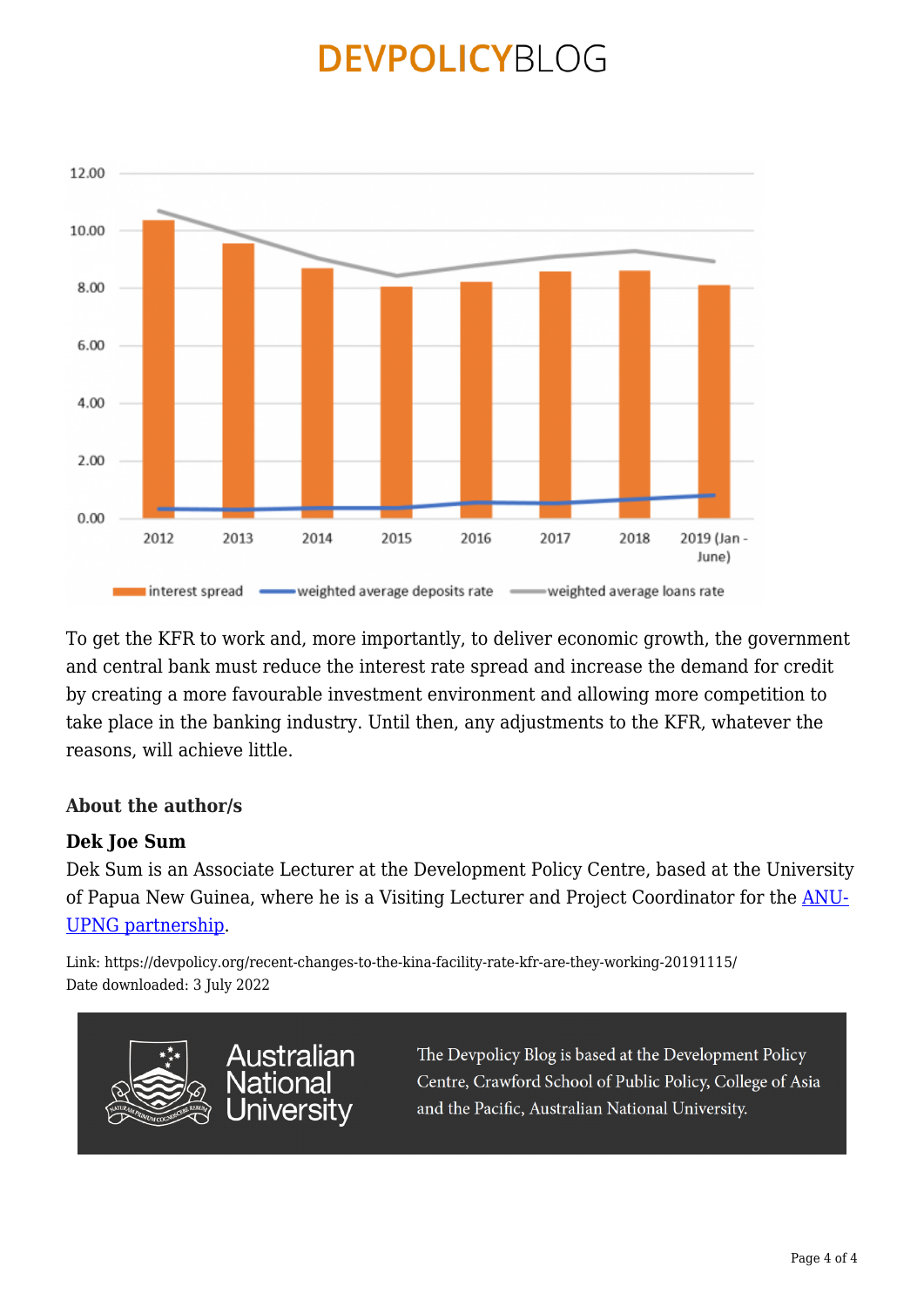12.00
10.00
8.00
6.00
4.00
2.00
0.00

2012
2013
2014
2015
2016
2017
2018
2019 (Jan - June)

interest spread
weighted average deposits rate
weighted average loans rate

To get the KFR to work and, more importantly, to deliver economic growth, the government and central bank must reduce the interest rate spread and increase the demand for credit by creating a more favourable investment environment and allowing more competition to take place in the banking industry. Until then, any adjustments to the KFR, whatever the reasons, will achieve little.

### About the author/s

**Dek Joe Sum**

Dek Sum is an Associate Lecturer at the Development Policy Centre, based at the University of Papua New Guinea, where he is a Visiting Lecturer and Project Coordinator for the ANU-UPNG partnership.

Link: https://devpolicy.org/recent-changes-to-the-kina-facility-rate-kfr-are-they-working-20191115/
Date downloaded: 3 July 2022

Australian National University

The Devpolicy Blog is based at the Development Policy Centre, Crawford School of Public Policy, College of Asia and the Pacific, Australian National University.